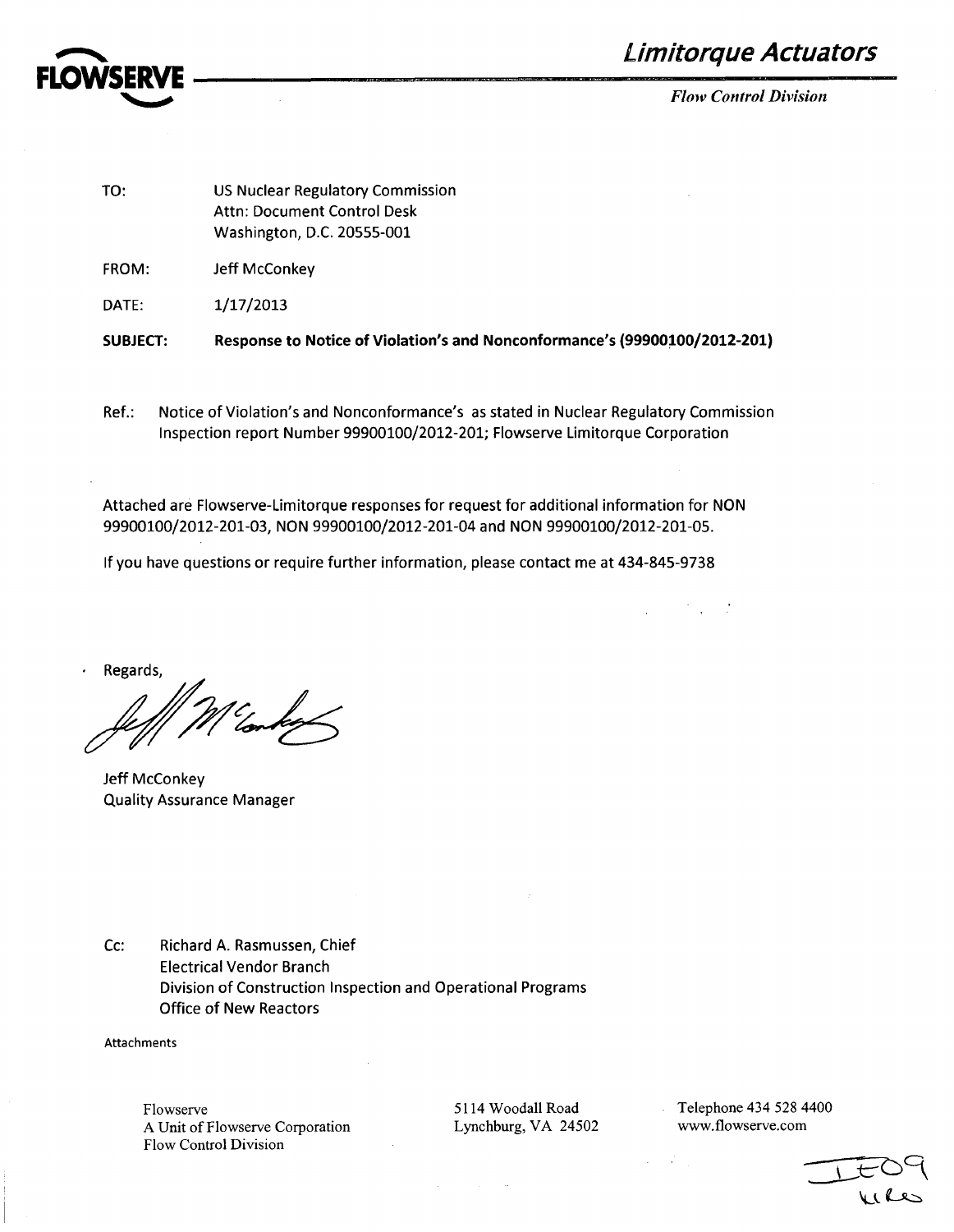**FLOWSERVE**

## *Limitorque Actuators*

*Flow Control Division*

TO: US Nuclear Regulatory Commission
Attn: Document Control Desk
Washington, D.C. 20555-001

FROM: Jeff McConkey

DATE: 1/17/2013

**SUBJECT: Response to Notice of Violation's and Nonconformance's (99900100/2012-201)**

Ref.: Notice of Violation's and Nonconformance's as stated in Nuclear Regulatory Commission Inspection report Number 99900100/2012-201; Flowserve Limitorque Corporation

Attached are Flowserve-Limitorque responses for request for additional information for NON 99900100/2012-201-03, NON 99900100/2012-201-04 and NON 99900100/2012-201-05.

If you have questions or require further information, please contact me at 434-845-9738

Regards,

Jeff McConkey
Quality Assurance Manager

Cc: Richard A. Rasmussen, Chief
Electrical Vendor Branch
Division of Construction Inspection and Operational Programs
Office of New Reactors

Attachments

Flowserve
A Unit of Flowserve Corporation
Flow Control Division

5114 Woodall Road
Lynchburg, VA 24502

Telephone 434 528 4400
www.flowserve.com

IE09
NRO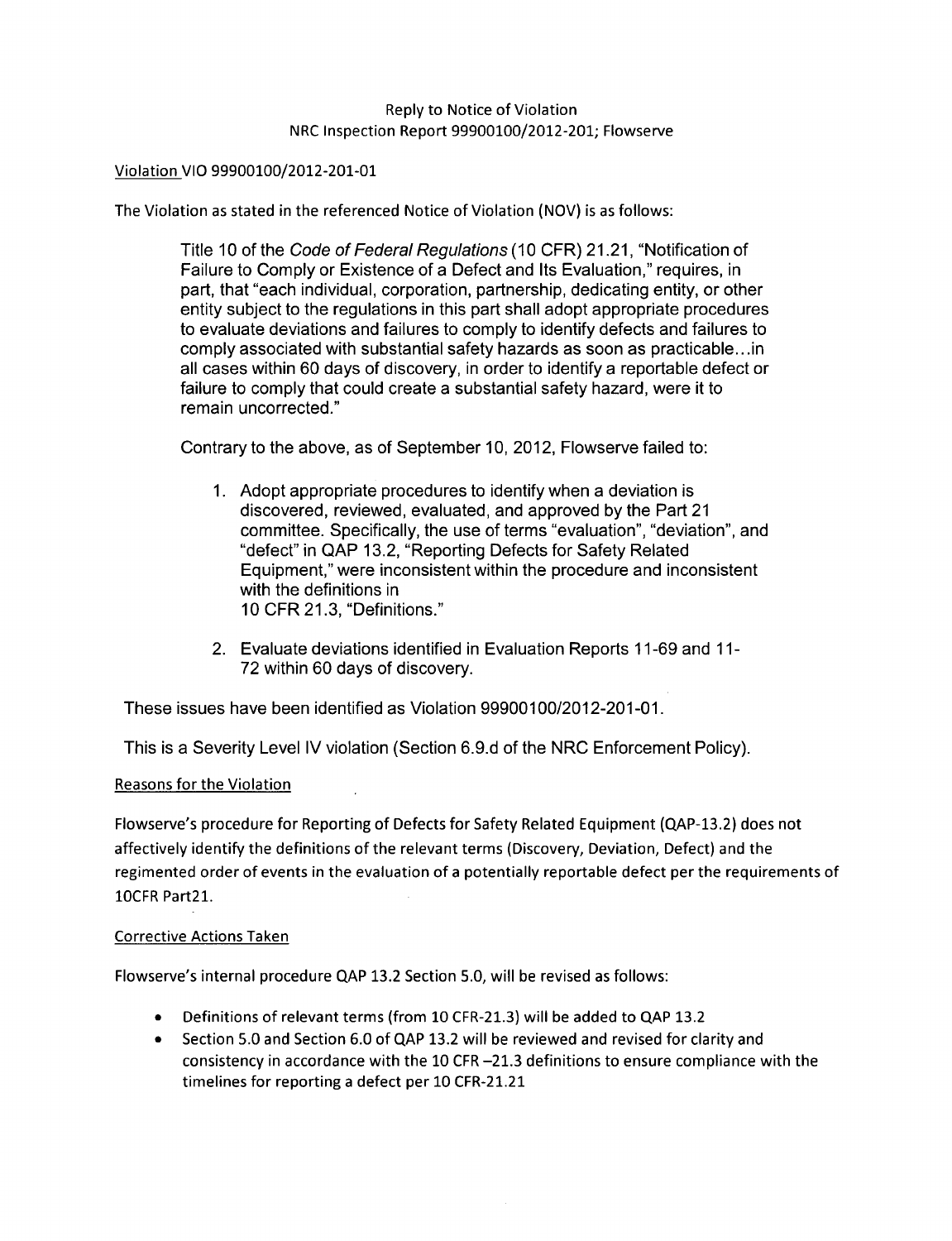Reply to Notice of Violation
NRC Inspection Report 99900100/2012-201; Flowserve

Violation VIO 99900100/2012-201-01

The Violation as stated in the referenced Notice of Violation (NOV) is as follows:

> Title 10 of the *Code of Federal Regulations* (10 CFR) 21.21, "Notification of Failure to Comply or Existence of a Defect and Its Evaluation," requires, in part, that "each individual, corporation, partnership, dedicating entity, or other entity subject to the regulations in this part shall adopt appropriate procedures to evaluate deviations and failures to comply to identify defects and failures to comply associated with substantial safety hazards as soon as practicable…in all cases within 60 days of discovery, in order to identify a reportable defect or failure to comply that could create a substantial safety hazard, were it to remain uncorrected."
>
> Contrary to the above, as of September 10, 2012, Flowserve failed to:
>
> 1. Adopt appropriate procedures to identify when a deviation is discovered, reviewed, evaluated, and approved by the Part 21 committee. Specifically, the use of terms "evaluation", "deviation", and "defect" in QAP 13.2, "Reporting Defects for Safety Related Equipment," were inconsistent within the procedure and inconsistent with the definitions in 10 CFR 21.3, "Definitions."
> 2. Evaluate deviations identified in Evaluation Reports 11-69 and 11-72 within 60 days of discovery.

These issues have been identified as Violation 99900100/2012-201-01.

This is a Severity Level IV violation (Section 6.9.d of the NRC Enforcement Policy).

Reasons for the Violation

Flowserve's procedure for Reporting of Defects for Safety Related Equipment (QAP-13.2) does not affectively identify the definitions of the relevant terms (Discovery, Deviation, Defect) and the regimented order of events in the evaluation of a potentially reportable defect per the requirements of 10CFR Part21.

Corrective Actions Taken

Flowserve's internal procedure QAP 13.2 Section 5.0, will be revised as follows:

- Definitions of relevant terms (from 10 CFR-21.3) will be added to QAP 13.2
- Section 5.0 and Section 6.0 of QAP 13.2 will be reviewed and revised for clarity and consistency in accordance with the 10 CFR –21.3 definitions to ensure compliance with the timelines for reporting a defect per 10 CFR-21.21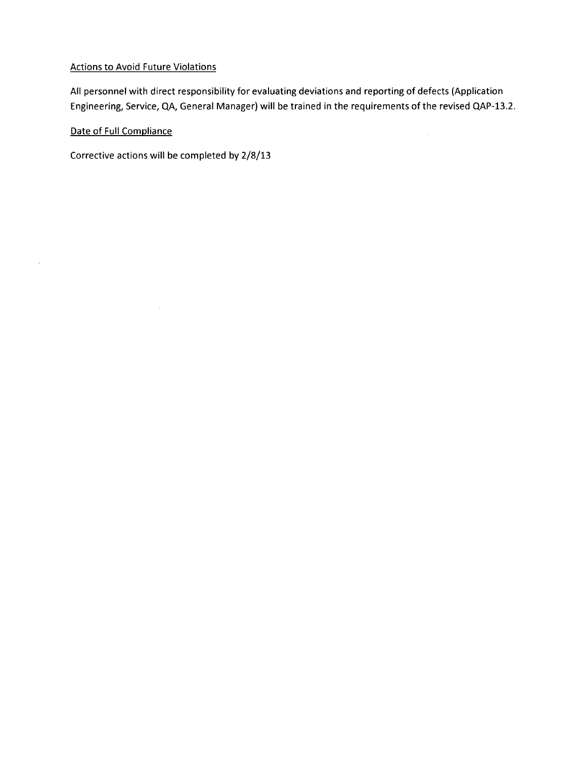Actions to Avoid Future Violations

All personnel with direct responsibility for evaluating deviations and reporting of defects (Application Engineering, Service, QA, General Manager) will be trained in the requirements of the revised QAP-13.2.

Date of Full Compliance

Corrective actions will be completed by 2/8/13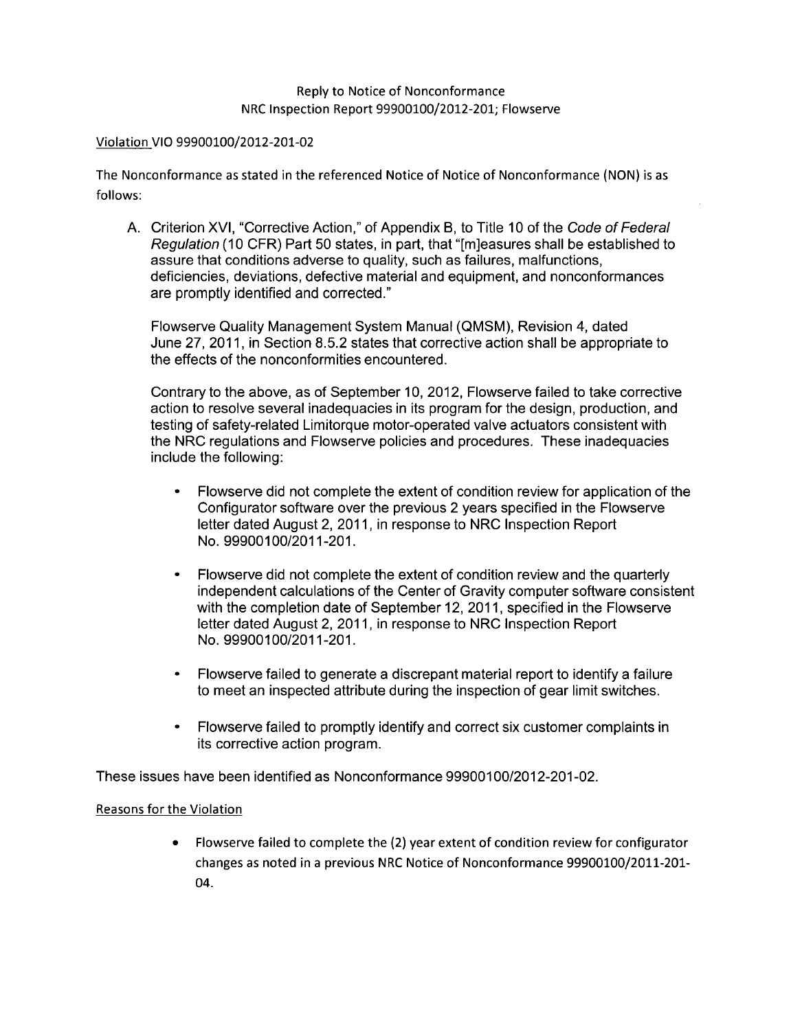Reply to Notice of Nonconformance
NRC Inspection Report 99900100/2012-201; Flowserve

Violation VIO 99900100/2012-201-02

The Nonconformance as stated in the referenced Notice of Notice of Nonconformance (NON) is as follows:

A. Criterion XVI, "Corrective Action," of Appendix B, to Title 10 of the *Code of Federal Regulation* (10 CFR) Part 50 states, in part, that "[m]easures shall be established to assure that conditions adverse to quality, such as failures, malfunctions, deficiencies, deviations, defective material and equipment, and nonconformances are promptly identified and corrected."

   Flowserve Quality Management System Manual (QMSM), Revision 4, dated June 27, 2011, in Section 8.5.2 states that corrective action shall be appropriate to the effects of the nonconformities encountered.

   Contrary to the above, as of September 10, 2012, Flowserve failed to take corrective action to resolve several inadequacies in its program for the design, production, and testing of safety-related Limitorque motor-operated valve actuators consistent with the NRC regulations and Flowserve policies and procedures. These inadequacies include the following:

   - Flowserve did not complete the extent of condition review for application of the Configurator software over the previous 2 years specified in the Flowserve letter dated August 2, 2011, in response to NRC Inspection Report No. 99900100/2011-201.
   - Flowserve did not complete the extent of condition review and the quarterly independent calculations of the Center of Gravity computer software consistent with the completion date of September 12, 2011, specified in the Flowserve letter dated August 2, 2011, in response to NRC Inspection Report No. 99900100/2011-201.
   - Flowserve failed to generate a discrepant material report to identify a failure to meet an inspected attribute during the inspection of gear limit switches.
   - Flowserve failed to promptly identify and correct six customer complaints in its corrective action program.

These issues have been identified as Nonconformance 99900100/2012-201-02.

Reasons for the Violation

- Flowserve failed to complete the (2) year extent of condition review for configurator changes as noted in a previous NRC Notice of Nonconformance 99900100/2011-201-04.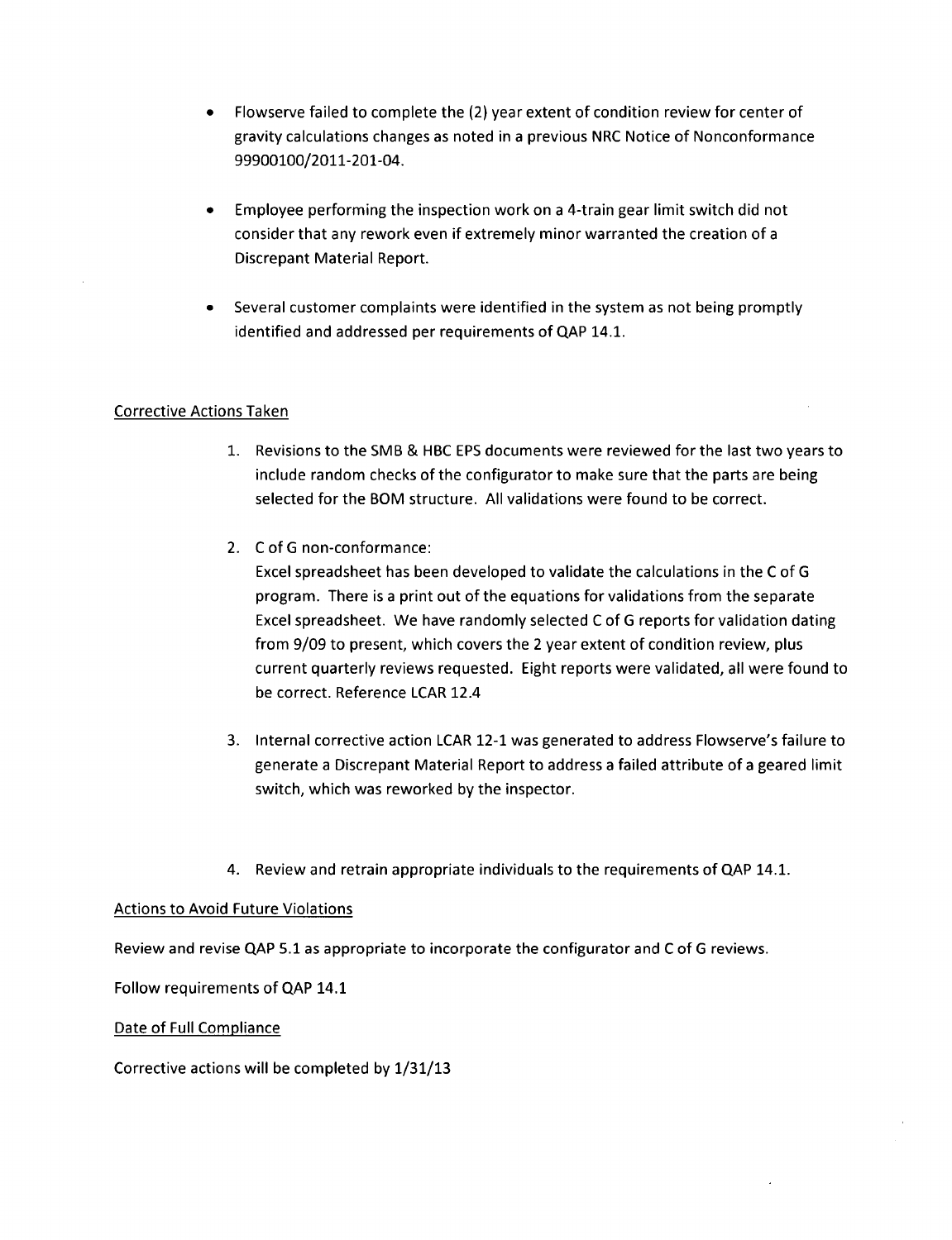- Flowserve failed to complete the (2) year extent of condition review for center of gravity calculations changes as noted in a previous NRC Notice of Nonconformance 99900100/2011-201-04.

- Employee performing the inspection work on a 4-train gear limit switch did not consider that any rework even if extremely minor warranted the creation of a Discrepant Material Report.

- Several customer complaints were identified in the system as not being promptly identified and addressed per requirements of QAP 14.1.

## Corrective Actions Taken

1. Revisions to the SMB & HBC EPS documents were reviewed for the last two years to include random checks of the configurator to make sure that the parts are being selected for the BOM structure. All validations were found to be correct.

2. C of G non-conformance:
   Excel spreadsheet has been developed to validate the calculations in the C of G program. There is a print out of the equations for validations from the separate Excel spreadsheet. We have randomly selected C of G reports for validation dating from 9/09 to present, which covers the 2 year extent of condition review, plus current quarterly reviews requested. Eight reports were validated, all were found to be correct. Reference LCAR 12.4

3. Internal corrective action LCAR 12-1 was generated to address Flowserve's failure to generate a Discrepant Material Report to address a failed attribute of a geared limit switch, which was reworked by the inspector.

4. Review and retrain appropriate individuals to the requirements of QAP 14.1.

## Actions to Avoid Future Violations

Review and revise QAP 5.1 as appropriate to incorporate the configurator and C of G reviews.

Follow requirements of QAP 14.1

## Date of Full Compliance

Corrective actions will be completed by 1/31/13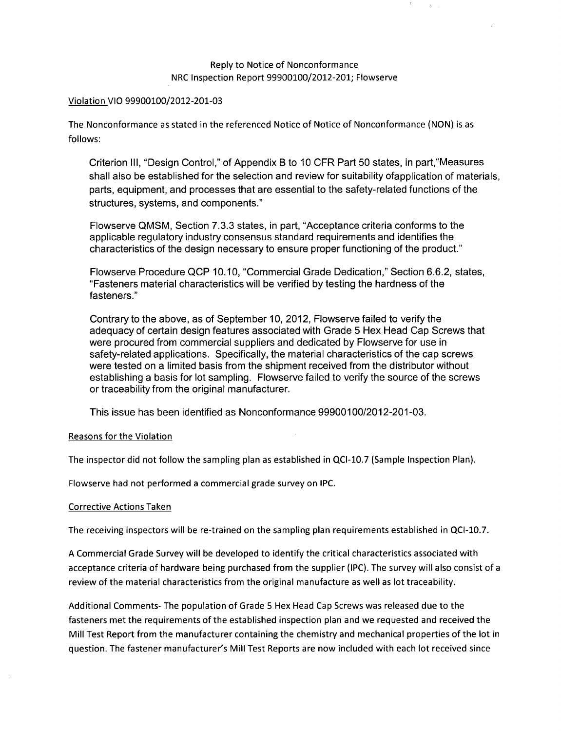Reply to Notice of Nonconformance
NRC Inspection Report 99900100/2012-201; Flowserve

Violation VIO 99900100/2012-201-03

The Nonconformance as stated in the referenced Notice of Notice of Nonconformance (NON) is as follows:

> Criterion III, "Design Control," of Appendix B to 10 CFR Part 50 states, in part,"Measures shall also be established for the selection and review for suitability ofapplication of materials, parts, equipment, and processes that are essential to the safety-related functions of the structures, systems, and components."
>
> Flowserve QMSM, Section 7.3.3 states, in part, "Acceptance criteria conforms to the applicable regulatory industry consensus standard requirements and identifies the characteristics of the design necessary to ensure proper functioning of the product."
>
> Flowserve Procedure QCP 10.10, "Commercial Grade Dedication," Section 6.6.2, states, "Fasteners material characteristics will be verified by testing the hardness of the fasteners."
>
> Contrary to the above, as of September 10, 2012, Flowserve failed to verify the adequacy of certain design features associated with Grade 5 Hex Head Cap Screws that were procured from commercial suppliers and dedicated by Flowserve for use in safety-related applications. Specifically, the material characteristics of the cap screws were tested on a limited basis from the shipment received from the distributor without establishing a basis for lot sampling. Flowserve failed to verify the source of the screws or traceability from the original manufacturer.
>
> This issue has been identified as Nonconformance 99900100/2012-201-03.

Reasons for the Violation

The inspector did not follow the sampling plan as established in QCI-10.7 (Sample Inspection Plan).

Flowserve had not performed a commercial grade survey on IPC.

Corrective Actions Taken

The receiving inspectors will be re-trained on the sampling plan requirements established in QCI-10.7.

A Commercial Grade Survey will be developed to identify the critical characteristics associated with acceptance criteria of hardware being purchased from the supplier (IPC). The survey will also consist of a review of the material characteristics from the original manufacture as well as lot traceability.

Additional Comments- The population of Grade 5 Hex Head Cap Screws was released due to the fasteners met the requirements of the established inspection plan and we requested and received the Mill Test Report from the manufacturer containing the chemistry and mechanical properties of the lot in question. The fastener manufacturer's Mill Test Reports are now included with each lot received since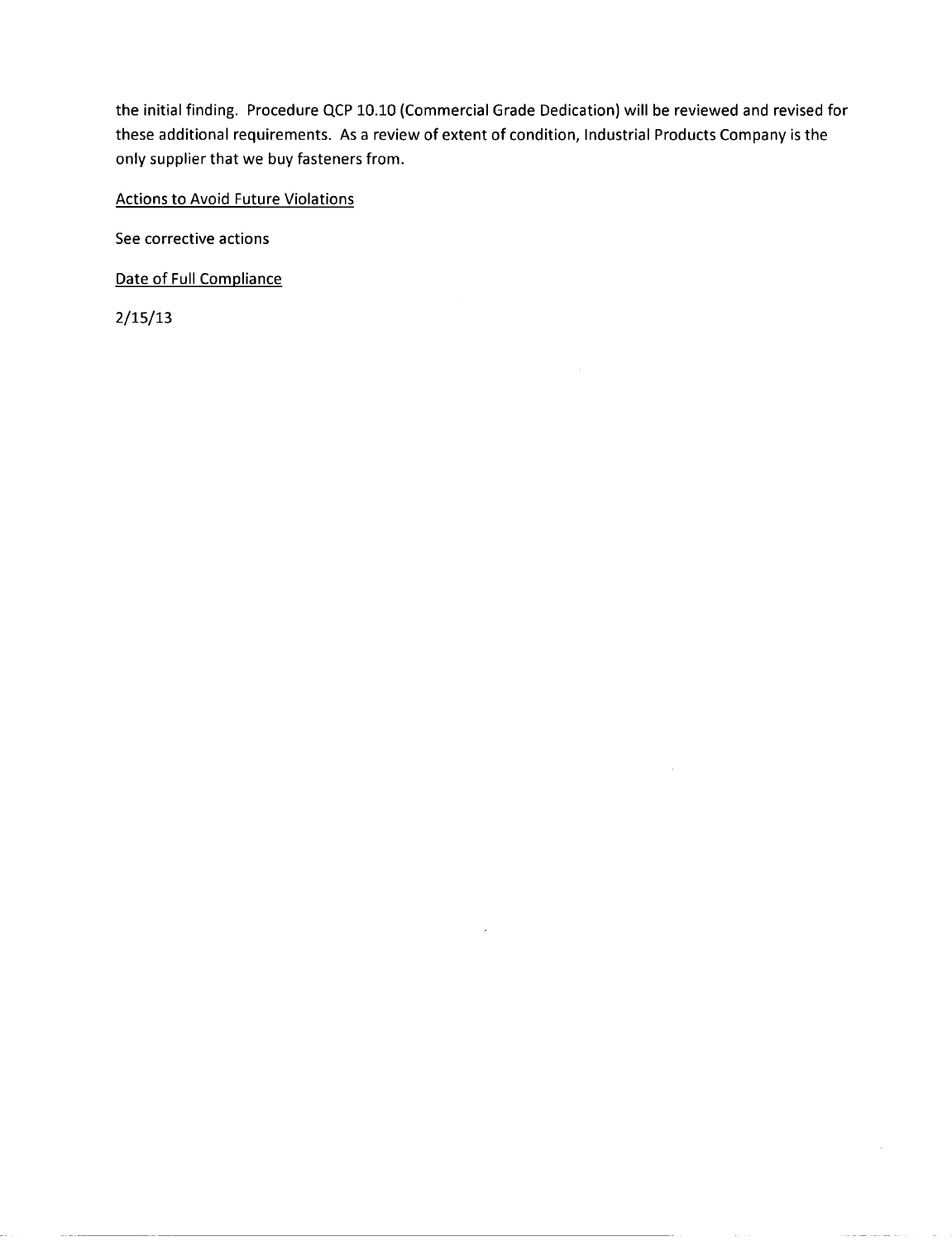the initial finding. Procedure QCP 10.10 (Commercial Grade Dedication) will be reviewed and revised for these additional requirements. As a review of extent of condition, Industrial Products Company is the only supplier that we buy fasteners from.

<u>Actions to Avoid Future Violations</u>

See corrective actions

<u>Date of Full Compliance</u>

2/15/13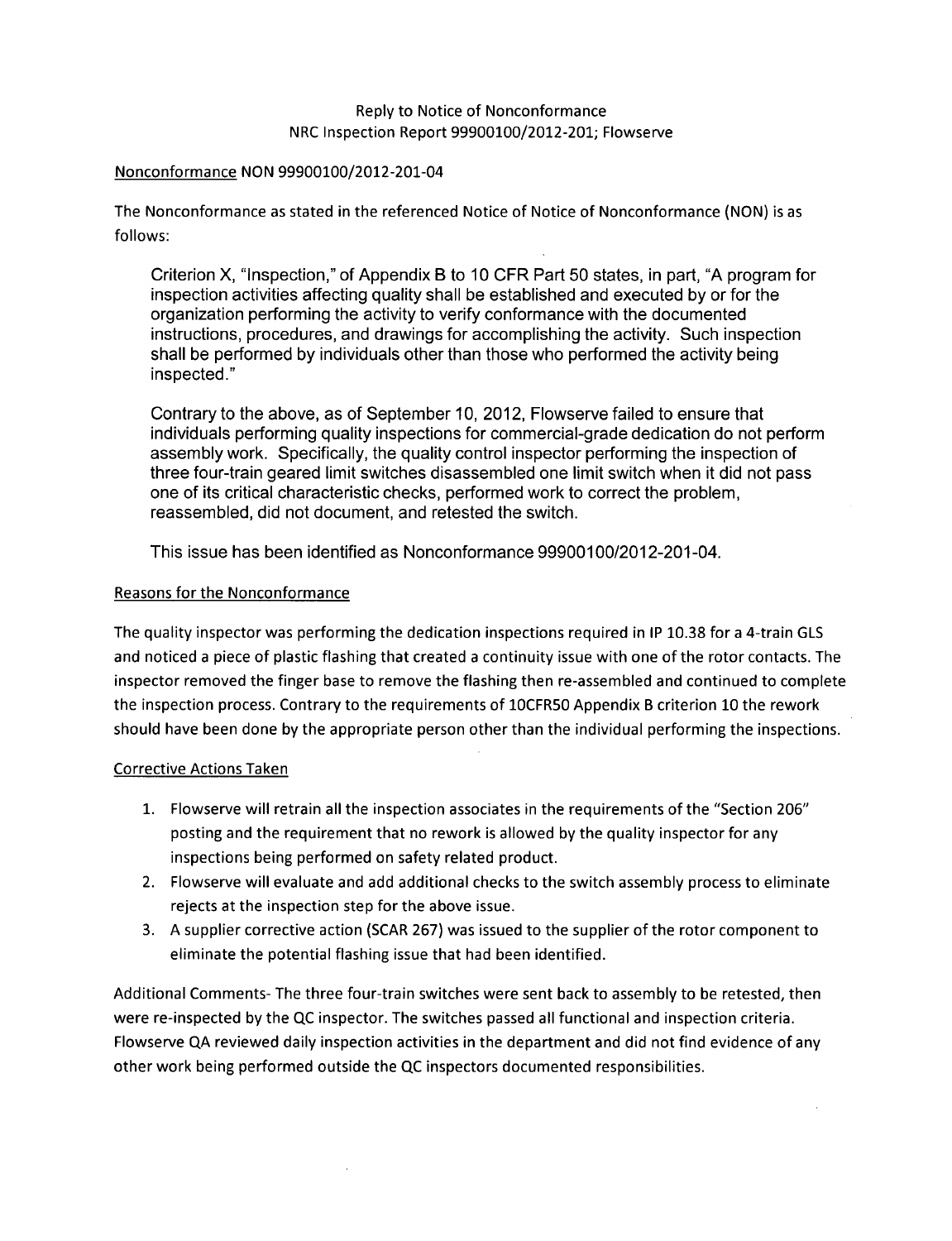Reply to Notice of Nonconformance
NRC Inspection Report 99900100/2012-201; Flowserve

Nonconformance NON 99900100/2012-201-04

The Nonconformance as stated in the referenced Notice of Notice of Nonconformance (NON) is as follows:

> Criterion X, "Inspection," of Appendix B to 10 CFR Part 50 states, in part, "A program for inspection activities affecting quality shall be established and executed by or for the organization performing the activity to verify conformance with the documented instructions, procedures, and drawings for accomplishing the activity. Such inspection shall be performed by individuals other than those who performed the activity being inspected."
>
> Contrary to the above, as of September 10, 2012, Flowserve failed to ensure that individuals performing quality inspections for commercial-grade dedication do not perform assembly work. Specifically, the quality control inspector performing the inspection of three four-train geared limit switches disassembled one limit switch when it did not pass one of its critical characteristic checks, performed work to correct the problem, reassembled, did not document, and retested the switch.
>
> This issue has been identified as Nonconformance 99900100/2012-201-04.

Reasons for the Nonconformance

The quality inspector was performing the dedication inspections required in IP 10.38 for a 4-train GLS and noticed a piece of plastic flashing that created a continuity issue with one of the rotor contacts. The inspector removed the finger base to remove the flashing then re-assembled and continued to complete the inspection process. Contrary to the requirements of 10CFR50 Appendix B criterion 10 the rework should have been done by the appropriate person other than the individual performing the inspections.

Corrective Actions Taken

1. Flowserve will retrain all the inspection associates in the requirements of the "Section 206" posting and the requirement that no rework is allowed by the quality inspector for any inspections being performed on safety related product.
2. Flowserve will evaluate and add additional checks to the switch assembly process to eliminate rejects at the inspection step for the above issue.
3. A supplier corrective action (SCAR 267) was issued to the supplier of the rotor component to eliminate the potential flashing issue that had been identified.

Additional Comments- The three four-train switches were sent back to assembly to be retested, then were re-inspected by the QC inspector. The switches passed all functional and inspection criteria. Flowserve QA reviewed daily inspection activities in the department and did not find evidence of any other work being performed outside the QC inspectors documented responsibilities.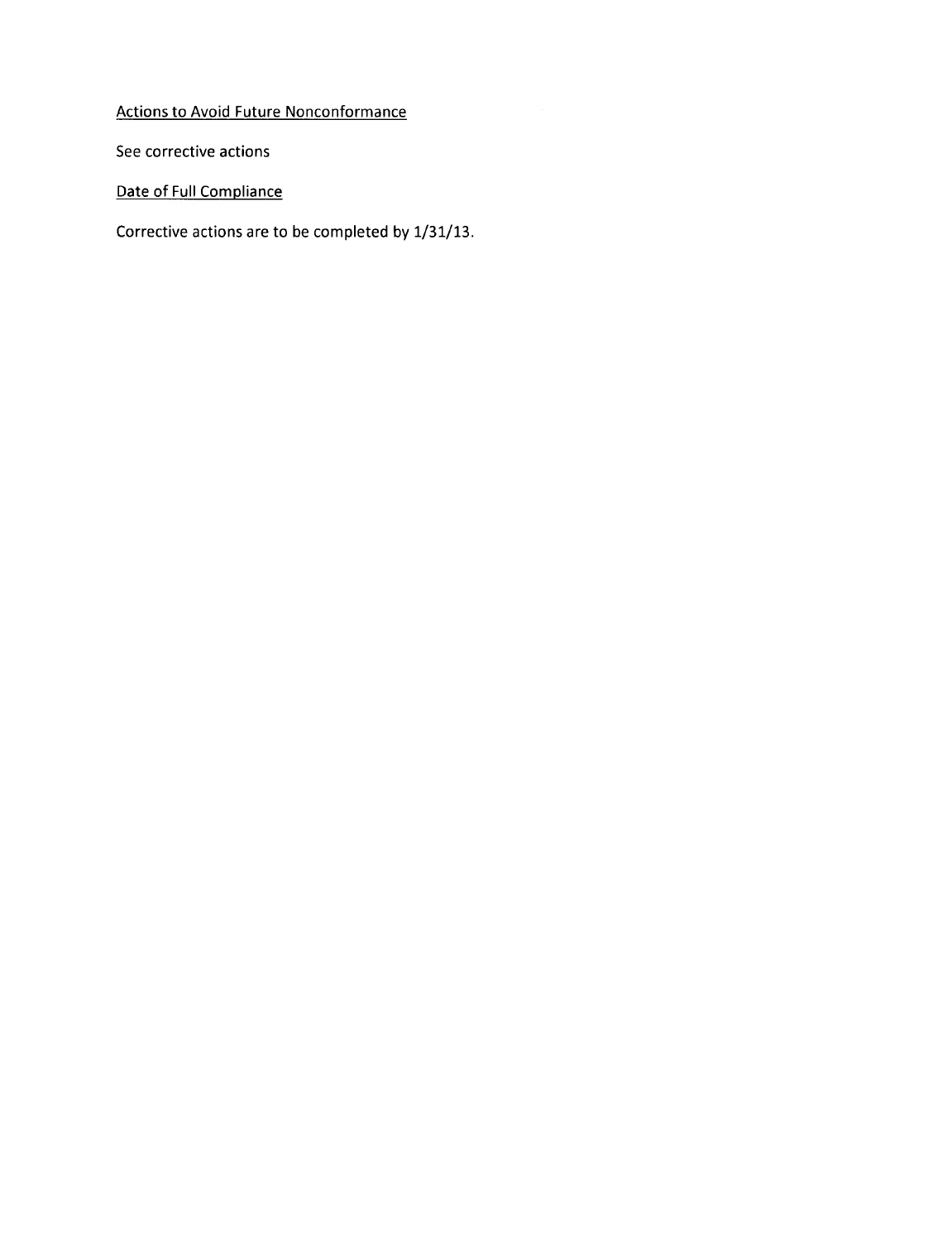<u>Actions to Avoid Future Nonconformance</u>

See corrective actions

<u>Date of Full Compliance</u>

Corrective actions are to be completed by 1/31/13.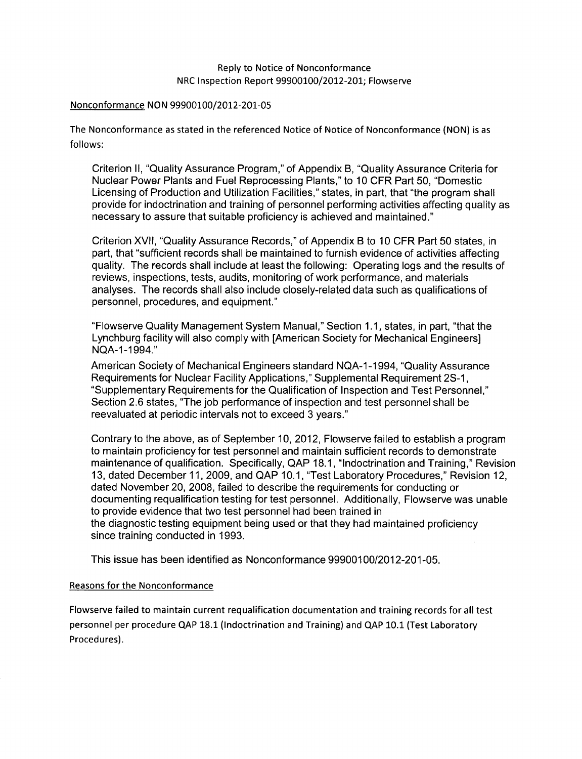Reply to Notice of Nonconformance
NRC Inspection Report 99900100/2012-201; Flowserve

Nonconformance NON 99900100/2012-201-05

The Nonconformance as stated in the referenced Notice of Notice of Nonconformance (NON) is as follows:

> Criterion II, "Quality Assurance Program," of Appendix B, "Quality Assurance Criteria for Nuclear Power Plants and Fuel Reprocessing Plants," to 10 CFR Part 50, "Domestic Licensing of Production and Utilization Facilities," states, in part, that "the program shall provide for indoctrination and training of personnel performing activities affecting quality as necessary to assure that suitable proficiency is achieved and maintained."
>
> Criterion XVII, "Quality Assurance Records," of Appendix B to 10 CFR Part 50 states, in part, that "sufficient records shall be maintained to furnish evidence of activities affecting quality. The records shall include at least the following: Operating logs and the results of reviews, inspections, tests, audits, monitoring of work performance, and materials analyses. The records shall also include closely-related data such as qualifications of personnel, procedures, and equipment."
>
> "Flowserve Quality Management System Manual," Section 1.1, states, in part, "that the Lynchburg facility will also comply with [American Society for Mechanical Engineers] NQA-1-1994."
>
> American Society of Mechanical Engineers standard NQA-1-1994, "Quality Assurance Requirements for Nuclear Facility Applications," Supplemental Requirement 2S-1, "Supplementary Requirements for the Qualification of Inspection and Test Personnel," Section 2.6 states, "The job performance of inspection and test personnel shall be reevaluated at periodic intervals not to exceed 3 years."
>
> Contrary to the above, as of September 10, 2012, Flowserve failed to establish a program to maintain proficiency for test personnel and maintain sufficient records to demonstrate maintenance of qualification. Specifically, QAP 18.1, "Indoctrination and Training," Revision 13, dated December 11, 2009, and QAP 10.1, "Test Laboratory Procedures," Revision 12, dated November 20, 2008, failed to describe the requirements for conducting or documenting requalification testing for test personnel. Additionally, Flowserve was unable to provide evidence that two test personnel had been trained in the diagnostic testing equipment being used or that they had maintained proficiency since training conducted in 1993.
>
> This issue has been identified as Nonconformance 99900100/2012-201-05.

Reasons for the Nonconformance

Flowserve failed to maintain current requalification documentation and training records for all test personnel per procedure QAP 18.1 (Indoctrination and Training) and QAP 10.1 (Test Laboratory Procedures).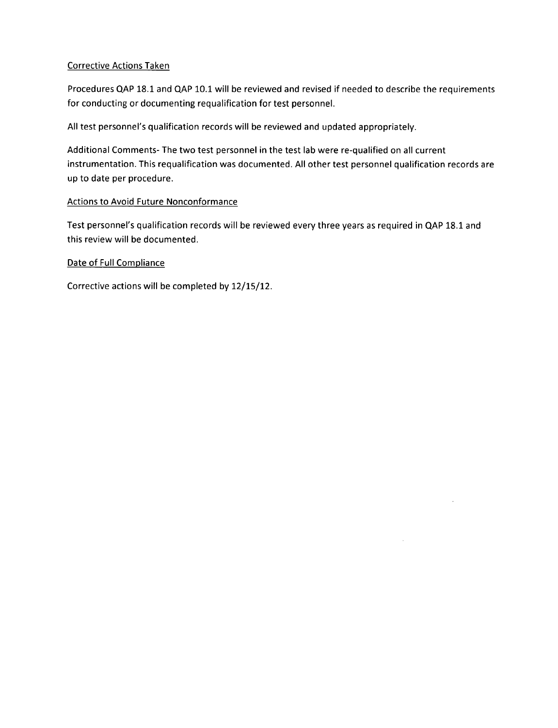## Corrective Actions Taken

Procedures QAP 18.1 and QAP 10.1 will be reviewed and revised if needed to describe the requirements for conducting or documenting requalification for test personnel.

All test personnel's qualification records will be reviewed and updated appropriately.

Additional Comments- The two test personnel in the test lab were re-qualified on all current instrumentation. This requalification was documented. All other test personnel qualification records are up to date per procedure.

## Actions to Avoid Future Nonconformance

Test personnel's qualification records will be reviewed every three years as required in QAP 18.1 and this review will be documented.

## Date of Full Compliance

Corrective actions will be completed by 12/15/12.